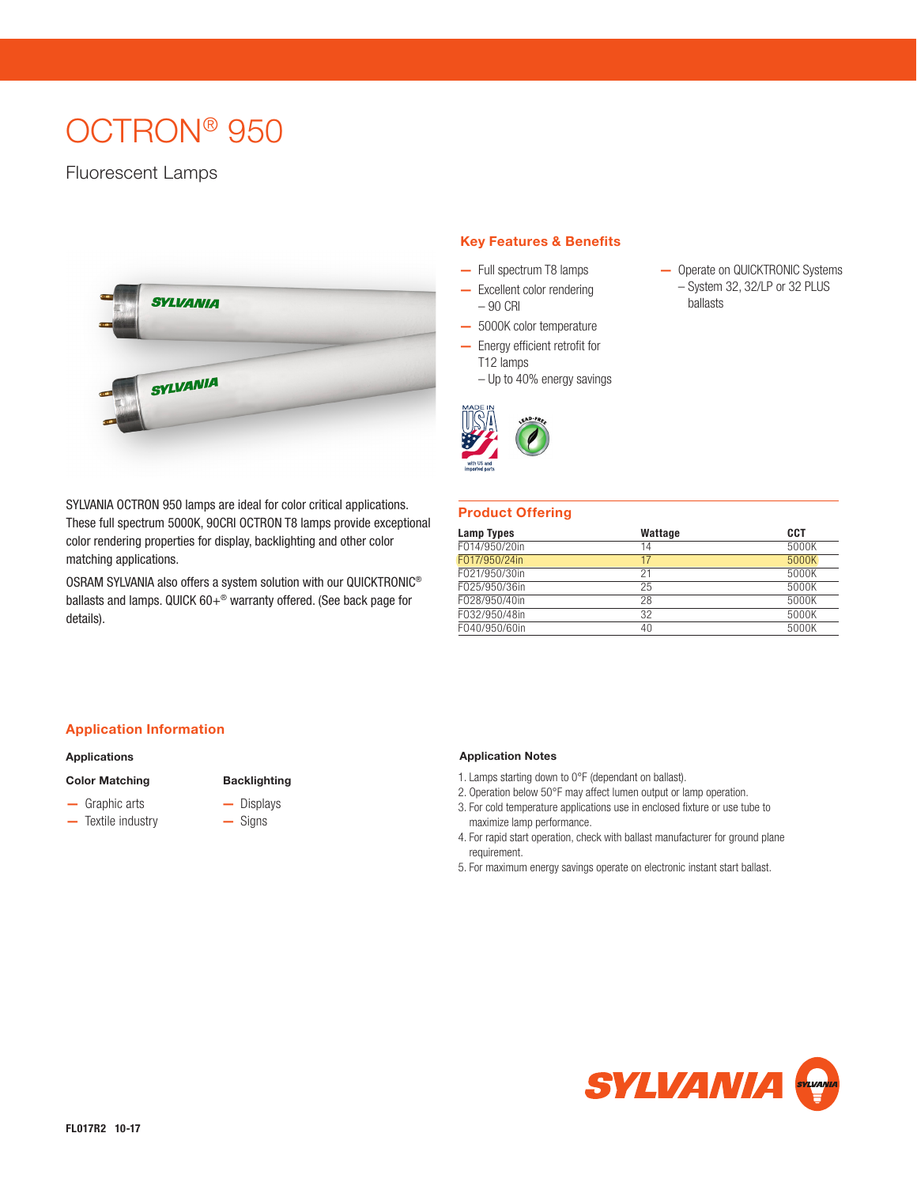# OCTRON® 950

Fluorescent Lamps

## Key Features & Benefits

- Full spectrum T8 lamps
- Excellent color rendering
  - 90 CRI
- 5000K color temperature
- Energy efficient retrofit for T12 lamps
  - Up to 40% energy savings
- Operate on QUICKTRONIC Systems
  - System 32, 32/LP or 32 PLUS ballasts

MADE IN USA with US and imported parts

LEAD-FREE

SYLVANIA OCTRON 950 lamps are ideal for color critical applications. These full spectrum 5000K, 90CRI OCTRON T8 lamps provide exceptional color rendering properties for display, backlighting and other color matching applications.

OSRAM SYLVANIA also offers a system solution with our QUICKTRONIC® ballasts and lamps. QUICK 60+® warranty offered. (See back page for details).

## Product Offering

| Lamp Types | Wattage | CCT |
|---|---|---|
| FO14/950/20in | 14 | 5000K |
| FO17/950/24in | 17 | 5000K |
| FO21/950/30in | 21 | 5000K |
| FO25/950/36in | 25 | 5000K |
| FO28/950/40in | 28 | 5000K |
| FO32/950/48in | 32 | 5000K |
| FO40/950/60in | 40 | 5000K |

## Application Information

### Applications

**Color Matching**

- Graphic arts
- Textile industry

**Backlighting**

- Displays
- Signs

### Application Notes

1. Lamps starting down to 0°F (dependant on ballast).
2. Operation below 50°F may affect lumen output or lamp operation.
3. For cold temperature applications use in enclosed fixture or use tube to maximize lamp performance.
4. For rapid start operation, check with ballast manufacturer for ground plane requirement.
5. For maximum energy savings operate on electronic instant start ballast.

SYLVANIA

FL017R2 10-17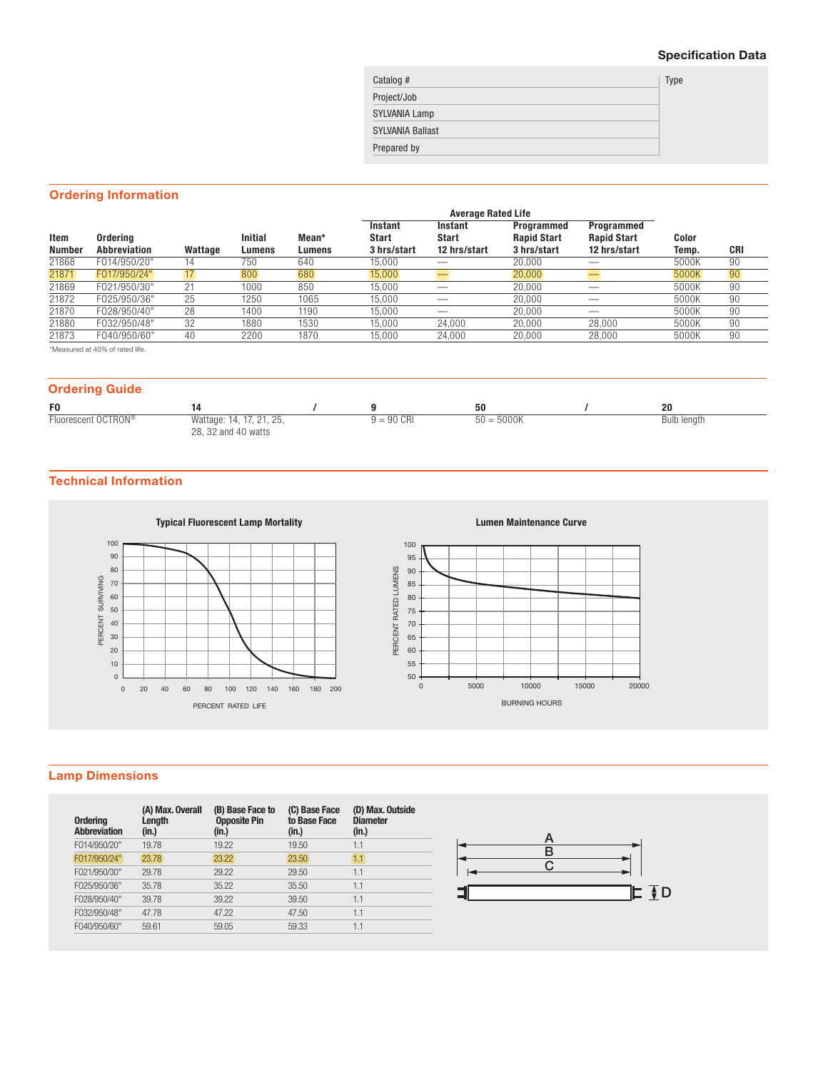## Specification Data

| Catalog # | Type |
|---|---|
| Project/Job | |
| SYLVANIA Lamp | |
| SYLVANIA Ballast | |
| Prepared by | |

## Ordering Information

| | | | | | Average Rated Life | | | | | |
|---|---|---|---|---|---|---|---|---|---|---|
| Item Number | Ordering Abbreviation | Wattage | Initial Lumens | Mean* Lumens | Instant Start 3 hrs/start | Instant Start 12 hrs/start | Programmed Rapid Start 3 hrs/start | Programmed Rapid Start 12 hrs/start | Color Temp. | CRI |
| 21868 | FO14/950/20" | 14 | 750 | 640 | 15,000 | — | 20,000 | — | 5000K | 90 |
| 21871 | FO17/950/24" | 17 | 800 | 680 | 15,000 | — | 20,000 | — | 5000K | 90 |
| 21869 | FO21/950/30" | 21 | 1000 | 850 | 15,000 | — | 20,000 | — | 5000K | 90 |
| 21872 | FO25/950/36" | 25 | 1250 | 1065 | 15,000 | — | 20,000 | — | 5000K | 90 |
| 21870 | FO28/950/40" | 28 | 1400 | 1190 | 15,000 | — | 20,000 | — | 5000K | 90 |
| 21880 | FO32/950/48" | 32 | 1880 | 1530 | 15,000 | 24,000 | 20,000 | 28,000 | 5000K | 90 |
| 21873 | FO40/950/60" | 40 | 2200 | 1870 | 15,000 | 24,000 | 20,000 | 28,000 | 5000K | 90 |

*Measured at 40% of rated life.

## Ordering Guide

| FO | 14 | / | 9 | 50 | / | 20 |
|---|---|---|---|---|---|---|
| Fluorescent OCTRON® | Wattage: 14, 17, 21, 25, 28, 32 and 40 watts | | 9 = 90 CRI | 50 = 5000K | | Bulb length |

## Technical Information

**Typical Fluorescent Lamp Mortality**

PERCENT SURVIVING

100, 90, 80, 70, 60, 50, 40, 30, 20, 10, 0

0, 20, 40, 60, 80, 100, 120, 140, 160, 180, 200

PERCENT RATED LIFE

**Lumen Maintenance Curve**

PERCENT RATED LUMENS

100, 95, 90, 85, 80, 75, 70, 65, 60, 55, 50

0, 5000, 10000, 15000, 20000

BURNING HOURS

## Lamp Dimensions

| Ordering Abbreviation | (A) Max. Overall Length (in.) | (B) Base Face to Opposite Pin (in.) | (C) Base Face to Base Face (in.) | (D) Max. Outside Diameter (in.) |
|---|---|---|---|---|
| FO14/950/20" | 19.78 | 19.22 | 19.50 | 1.1 |
| FO17/950/24" | 23.78 | 23.22 | 23.50 | 1.1 |
| FO21/950/30" | 29.78 | 29.22 | 29.50 | 1.1 |
| FO25/950/36" | 35.78 | 35.22 | 35.50 | 1.1 |
| FO28/950/40" | 39.78 | 39.22 | 39.50 | 1.1 |
| FO32/950/48" | 47.78 | 47.22 | 47.50 | 1.1 |
| FO40/950/60" | 59.61 | 59.05 | 59.33 | 1.1 |

A

B

C

D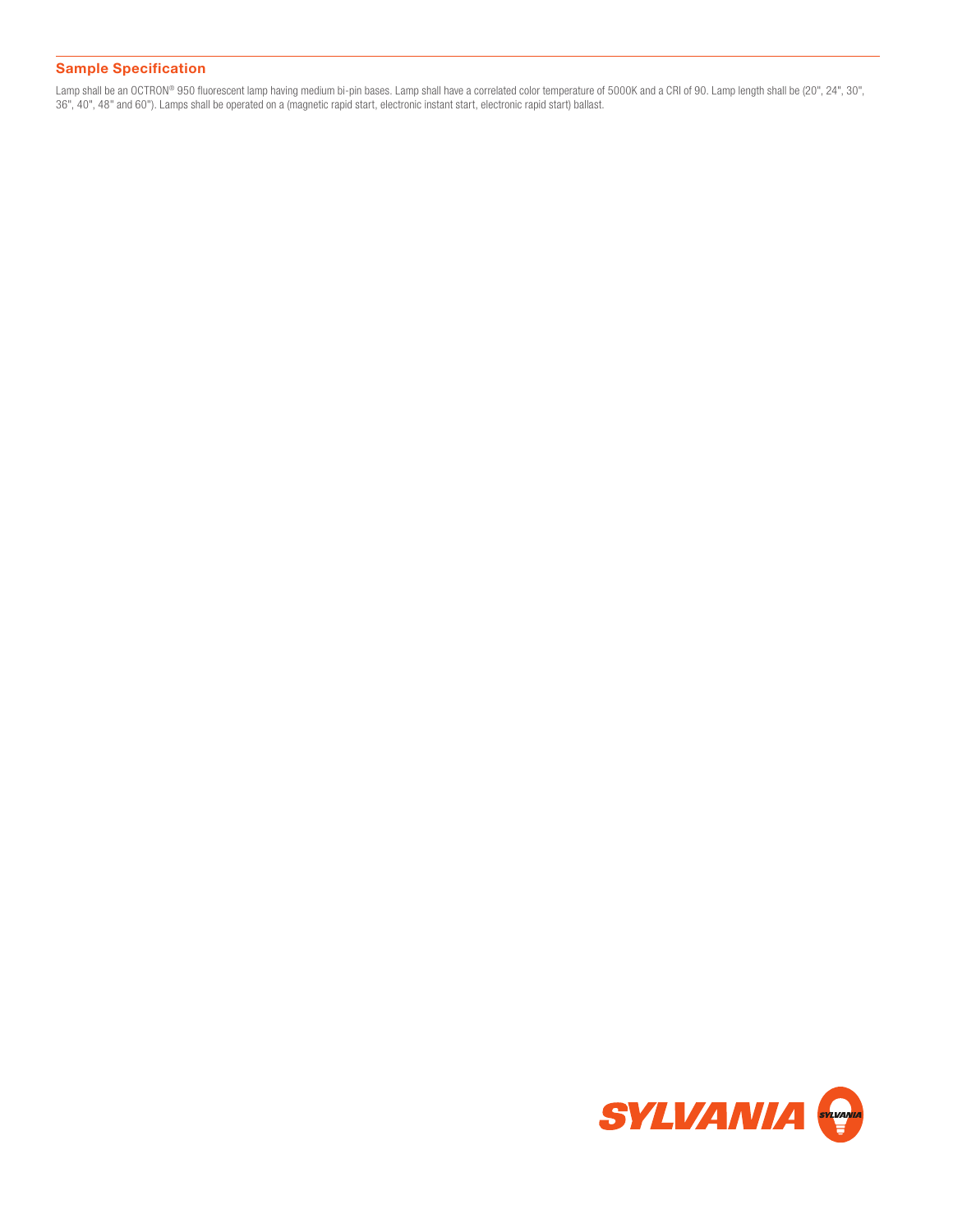## Sample Specification

Lamp shall be an OCTRON® 950 fluorescent lamp having medium bi-pin bases. Lamp shall have a correlated color temperature of 5000K and a CRI of 90. Lamp length shall be (20", 24", 30", 36", 40", 48" and 60"). Lamps shall be operated on a (magnetic rapid start, electronic instant start, electronic rapid start) ballast.